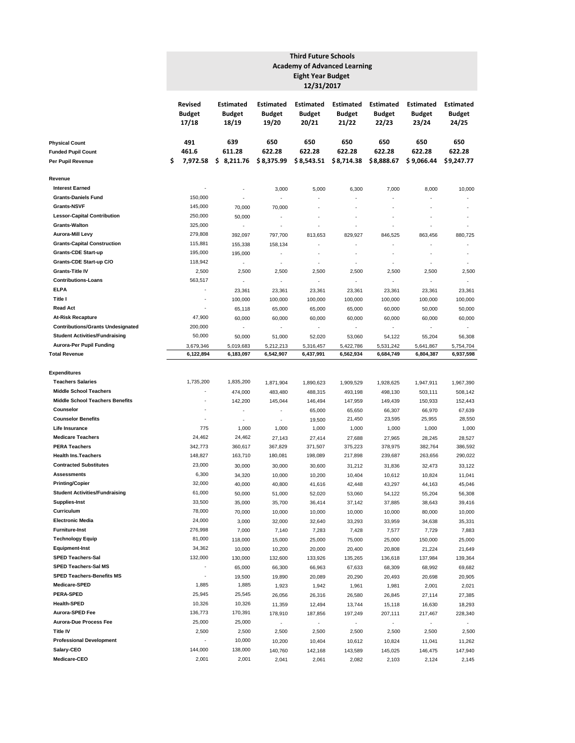# Third Future Schools
## Academy of Advanced Learning
### Eight Year Budget
### 12/31/2017

| | Revised Budget 17/18 | Estimated Budget 18/19 | Estimated Budget 19/20 | Estimated Budget 20/21 | Estimated Budget 21/22 | Estimated Budget 22/23 | Estimated Budget 23/24 | Estimated Budget 24/25 |
|---|---|---|---|---|---|---|---|---|
| **Physical Count** | 491 | 639 | 650 | 650 | 650 | 650 | 650 | 650 |
| **Funded Pupil Count** | 461.6 | 611.28 | 622.28 | 622.28 | 622.28 | 622.28 | 622.28 | 622.28 |
| **Per Pupil Revenue** | $ 7,972.58 | $ 8,211.76 | $ 8,375.99 | $ 8,543.51 | $ 8,714.38 | $ 8,888.67 | $ 9,066.44 | $ 9,247.77 |
| **Revenue** | | | | | | | | |
| **Interest Earned** | - | - | 3,000 | 5,000 | 6,300 | 7,000 | 8,000 | 10,000 |
| **Grants-Daniels Fund** | 150,000 | - | - | - | - | - | - | - |
| **Grants-NSVF** | 145,000 | 70,000 | 70,000 | - | - | - | - | - |
| **Lessor-Capital Contribution** | 250,000 | 50,000 | - | - | - | - | - | - |
| **Grants-Walton** | 325,000 | - | - | - | - | - | - | - |
| **Aurora-Mill Levy** | 279,808 | 392,097 | 797,700 | 813,653 | 829,927 | 846,525 | 863,456 | 880,725 |
| **Grants-Capital Construction** | 115,881 | 155,338 | 158,134 | - | - | - | - | - |
| **Grants-CDE Start-up** | 195,000 | 195,000 | - | - | - | - | - | - |
| **Grants-CDE Start-up C/O** | 118,942 | - | - | - | - | - | - | - |
| **Grants-Title IV** | 2,500 | 2,500 | 2,500 | 2,500 | 2,500 | 2,500 | 2,500 | 2,500 |
| **Contributions-Loans** | 563,517 | - | - | - | - | - | - | - |
| **ELPA** | - | 23,361 | 23,361 | 23,361 | 23,361 | 23,361 | 23,361 | 23,361 |
| **Title I** | - | 100,000 | 100,000 | 100,000 | 100,000 | 100,000 | 100,000 | 100,000 |
| **Read Act** | - | 65,118 | 65,000 | 65,000 | 65,000 | 60,000 | 50,000 | 50,000 |
| **At-Risk Recapture** | 47,900 | 60,000 | 60,000 | 60,000 | 60,000 | 60,000 | 60,000 | 60,000 |
| **Contributions/Grants Undesignated** | 200,000 | - | - | - | - | - | - | - |
| **Student Activities/Fundraising** | 50,000 | 50,000 | 51,000 | 52,020 | 53,060 | 54,122 | 55,204 | 56,308 |
| **Aurora-Per Pupil Funding** | 3,679,346 | 5,019,683 | 5,212,213 | 5,316,457 | 5,422,786 | 5,531,242 | 5,641,867 | 5,754,704 |
| **Total Revenue** | 6,122,894 | 6,183,097 | 6,542,907 | 6,437,991 | 6,562,934 | 6,684,749 | 6,804,387 | 6,937,598 |
| **Expenditures** | | | | | | | | |
| **Teachers Salaries** | 1,735,200 | 1,835,200 | 1,871,904 | 1,890,623 | 1,909,529 | 1,928,625 | 1,947,911 | 1,967,390 |
| **Middle School Teachers** | - | 474,000 | 483,480 | 488,315 | 493,198 | 498,130 | 503,111 | 508,142 |
| **Middle School Teachers Benefits** | - | 142,200 | 145,044 | 146,494 | 147,959 | 149,439 | 150,933 | 152,443 |
| **Counselor** | - | - | - | 65,000 | 65,650 | 66,307 | 66,970 | 67,639 |
| **Counselor Benefits** | - | - | - | 19,500 | 21,450 | 23,595 | 25,955 | 28,550 |
| **Life Insurance** | 775 | 1,000 | 1,000 | 1,000 | 1,000 | 1,000 | 1,000 | 1,000 |
| **Medicare Teachers** | 24,462 | 24,462 | 27,143 | 27,414 | 27,688 | 27,965 | 28,245 | 28,527 |
| **PERA Teachers** | 342,773 | 360,617 | 367,829 | 371,507 | 375,223 | 378,975 | 382,764 | 386,592 |
| **Health Ins.Teachers** | 148,827 | 163,710 | 180,081 | 198,089 | 217,898 | 239,687 | 263,656 | 290,022 |
| **Contracted Substitutes** | 23,000 | 30,000 | 30,000 | 30,600 | 31,212 | 31,836 | 32,473 | 33,122 |
| **Assessments** | 6,300 | 34,320 | 10,000 | 10,200 | 10,404 | 10,612 | 10,824 | 11,041 |
| **Printing/Copier** | 32,000 | 40,000 | 40,800 | 41,616 | 42,448 | 43,297 | 44,163 | 45,046 |
| **Student Activities/Fundraising** | 61,000 | 50,000 | 51,000 | 52,020 | 53,060 | 54,122 | 55,204 | 56,308 |
| **Supplies-Inst** | 33,500 | 35,000 | 35,700 | 36,414 | 37,142 | 37,885 | 38,643 | 39,416 |
| **Curriculum** | 78,000 | 70,000 | 10,000 | 10,000 | 10,000 | 10,000 | 80,000 | 10,000 |
| **Electronic Media** | 24,000 | 3,000 | 32,000 | 32,640 | 33,293 | 33,959 | 34,638 | 35,331 |
| **Furniture-Inst** | 276,998 | 7,000 | 7,140 | 7,283 | 7,428 | 7,577 | 7,729 | 7,883 |
| **Technology Equip** | 81,000 | 118,000 | 15,000 | 25,000 | 75,000 | 25,000 | 150,000 | 25,000 |
| **Equipment-Inst** | 34,362 | 10,000 | 10,200 | 20,000 | 20,400 | 20,808 | 21,224 | 21,649 |
| **SPED Teachers-Sal** | 132,000 | 130,000 | 132,600 | 133,926 | 135,265 | 136,618 | 137,984 | 139,364 |
| **SPED Teachers-Sal MS** | - | 65,000 | 66,300 | 66,963 | 67,633 | 68,309 | 68,992 | 69,682 |
| **SPED Teachers-Benefits MS** | - | 19,500 | 19,890 | 20,089 | 20,290 | 20,493 | 20,698 | 20,905 |
| **Medicare-SPED** | 1,885 | 1,885 | 1,923 | 1,942 | 1,961 | 1,981 | 2,001 | 2,021 |
| **PERA-SPED** | 25,945 | 25,545 | 26,056 | 26,316 | 26,580 | 26,845 | 27,114 | 27,385 |
| **Health-SPED** | 10,326 | 10,326 | 11,359 | 12,494 | 13,744 | 15,118 | 16,630 | 18,293 |
| **Aurora-SPED Fee** | 136,773 | 170,391 | 178,910 | 187,856 | 197,249 | 207,111 | 217,467 | 228,340 |
| **Aurora-Due Process Fee** | 25,000 | 25,000 | - | - | - | - | - | - |
| **Title IV** | 2,500 | 2,500 | 2,500 | 2,500 | 2,500 | 2,500 | 2,500 | 2,500 |
| **Professional Development** | - | 10,000 | 10,200 | 10,404 | 10,612 | 10,824 | 11,041 | 11,262 |
| **Salary-CEO** | 144,000 | 138,000 | 140,760 | 142,168 | 143,589 | 145,025 | 146,475 | 147,940 |
| **Medicare-CEO** | 2,001 | 2,001 | 2,041 | 2,061 | 2,082 | 2,103 | 2,124 | 2,145 |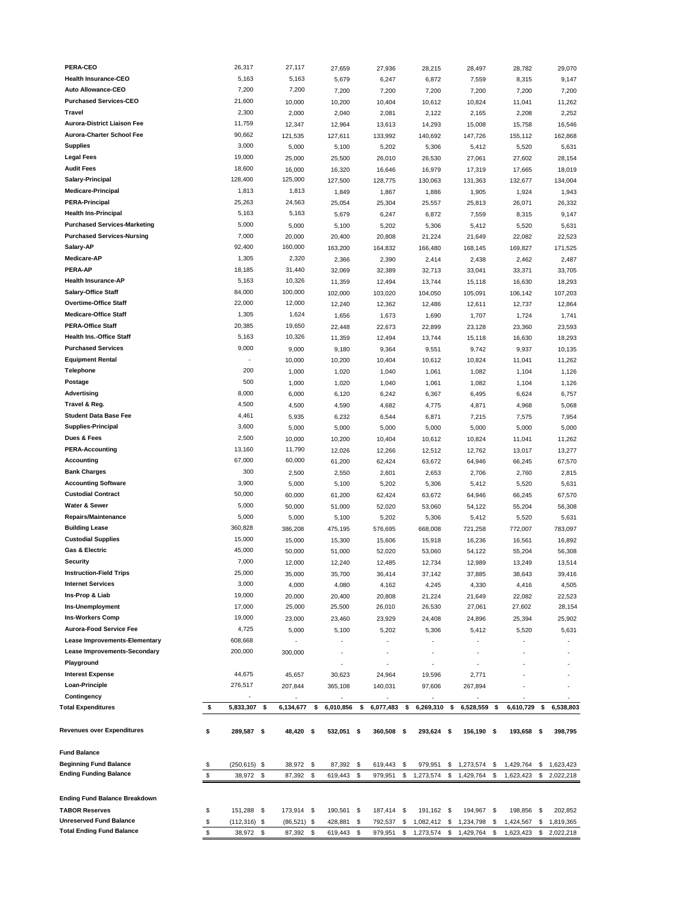| | | | | | | | | |
|---|---|---|---|---|---|---|---|---|
| **PERA-CEO** | 26,317 | 27,117 | 27,659 | 27,936 | 28,215 | 28,497 | 28,782 | 29,070 |
| **Health Insurance-CEO** | 5,163 | 5,163 | 5,679 | 6,247 | 6,872 | 7,559 | 8,315 | 9,147 |
| **Auto Allowance-CEO** | 7,200 | 7,200 | 7,200 | 7,200 | 7,200 | 7,200 | 7,200 | 7,200 |
| **Purchased Services-CEO** | 21,600 | 10,000 | 10,200 | 10,404 | 10,612 | 10,824 | 11,041 | 11,262 |
| **Travel** | 2,300 | 2,000 | 2,040 | 2,081 | 2,122 | 2,165 | 2,208 | 2,252 |
| **Aurora-District Liaison Fee** | 11,759 | 12,347 | 12,964 | 13,613 | 14,293 | 15,008 | 15,758 | 16,546 |
| **Aurora-Charter School Fee** | 90,662 | 121,535 | 127,611 | 133,992 | 140,692 | 147,726 | 155,112 | 162,868 |
| **Supplies** | 3,000 | 5,000 | 5,100 | 5,202 | 5,306 | 5,412 | 5,520 | 5,631 |
| **Legal Fees** | 19,000 | 25,000 | 25,500 | 26,010 | 26,530 | 27,061 | 27,602 | 28,154 |
| **Audit Fees** | 18,600 | 16,000 | 16,320 | 16,646 | 16,979 | 17,319 | 17,665 | 18,019 |
| **Salary-Principal** | 128,400 | 125,000 | 127,500 | 128,775 | 130,063 | 131,363 | 132,677 | 134,004 |
| **Medicare-Principal** | 1,813 | 1,813 | 1,849 | 1,867 | 1,886 | 1,905 | 1,924 | 1,943 |
| **PERA-Principal** | 25,263 | 24,563 | 25,054 | 25,304 | 25,557 | 25,813 | 26,071 | 26,332 |
| **Health Ins-Principal** | 5,163 | 5,163 | 5,679 | 6,247 | 6,872 | 7,559 | 8,315 | 9,147 |
| **Purchased Services-Marketing** | 5,000 | 5,000 | 5,100 | 5,202 | 5,306 | 5,412 | 5,520 | 5,631 |
| **Purchased Services-Nursing** | 7,000 | 20,000 | 20,400 | 20,808 | 21,224 | 21,649 | 22,082 | 22,523 |
| **Salary-AP** | 92,400 | 160,000 | 163,200 | 164,832 | 166,480 | 168,145 | 169,827 | 171,525 |
| **Medicare-AP** | 1,305 | 2,320 | 2,366 | 2,390 | 2,414 | 2,438 | 2,462 | 2,487 |
| **PERA-AP** | 18,185 | 31,440 | 32,069 | 32,389 | 32,713 | 33,041 | 33,371 | 33,705 |
| **Health Insurance-AP** | 5,163 | 10,326 | 11,359 | 12,494 | 13,744 | 15,118 | 16,630 | 18,293 |
| **Salary-Office Staff** | 84,000 | 100,000 | 102,000 | 103,020 | 104,050 | 105,091 | 106,142 | 107,203 |
| **Overtime-Office Staff** | 22,000 | 12,000 | 12,240 | 12,362 | 12,486 | 12,611 | 12,737 | 12,864 |
| **Medicare-Office Staff** | 1,305 | 1,624 | 1,656 | 1,673 | 1,690 | 1,707 | 1,724 | 1,741 |
| **PERA-Office Staff** | 20,385 | 19,650 | 22,448 | 22,673 | 22,899 | 23,128 | 23,360 | 23,593 |
| **Health Ins.-Office Staff** | 5,163 | 10,326 | 11,359 | 12,494 | 13,744 | 15,118 | 16,630 | 18,293 |
| **Purchased Services** | 9,000 | 9,000 | 9,180 | 9,364 | 9,551 | 9,742 | 9,937 | 10,135 |
| **Equipment Rental** | - | 10,000 | 10,200 | 10,404 | 10,612 | 10,824 | 11,041 | 11,262 |
| **Telephone** | 200 | 1,000 | 1,020 | 1,040 | 1,061 | 1,082 | 1,104 | 1,126 |
| **Postage** | 500 | 1,000 | 1,020 | 1,040 | 1,061 | 1,082 | 1,104 | 1,126 |
| **Advertising** | 8,000 | 6,000 | 6,120 | 6,242 | 6,367 | 6,495 | 6,624 | 6,757 |
| **Travel & Reg.** | 4,500 | 4,500 | 4,590 | 4,682 | 4,775 | 4,871 | 4,968 | 5,068 |
| **Student Data Base Fee** | 4,461 | 5,935 | 6,232 | 6,544 | 6,871 | 7,215 | 7,575 | 7,954 |
| **Supplies-Principal** | 3,600 | 5,000 | 5,000 | 5,000 | 5,000 | 5,000 | 5,000 | 5,000 |
| **Dues & Fees** | 2,500 | 10,000 | 10,200 | 10,404 | 10,612 | 10,824 | 11,041 | 11,262 |
| **PERA-Accounting** | 13,160 | 11,790 | 12,026 | 12,266 | 12,512 | 12,762 | 13,017 | 13,277 |
| **Accounting** | 67,000 | 60,000 | 61,200 | 62,424 | 63,672 | 64,946 | 66,245 | 67,570 |
| **Bank Charges** | 300 | 2,500 | 2,550 | 2,601 | 2,653 | 2,706 | 2,760 | 2,815 |
| **Accounting Software** | 3,900 | 5,000 | 5,100 | 5,202 | 5,306 | 5,412 | 5,520 | 5,631 |
| **Custodial Contract** | 50,000 | 60,000 | 61,200 | 62,424 | 63,672 | 64,946 | 66,245 | 67,570 |
| **Water & Sewer** | 5,000 | 50,000 | 51,000 | 52,020 | 53,060 | 54,122 | 55,204 | 56,308 |
| **Repairs/Maintenance** | 5,000 | 5,000 | 5,100 | 5,202 | 5,306 | 5,412 | 5,520 | 5,631 |
| **Building Lease** | 360,828 | 386,208 | 475,195 | 576,695 | 668,008 | 721,258 | 772,007 | 783,097 |
| **Custodial Supplies** | 15,000 | 15,000 | 15,300 | 15,606 | 15,918 | 16,236 | 16,561 | 16,892 |
| **Gas & Electric** | 45,000 | 50,000 | 51,000 | 52,020 | 53,060 | 54,122 | 55,204 | 56,308 |
| **Security** | 7,000 | 12,000 | 12,240 | 12,485 | 12,734 | 12,989 | 13,249 | 13,514 |
| **Instruction-Field Trips** | 25,000 | 35,000 | 35,700 | 36,414 | 37,142 | 37,885 | 38,643 | 39,416 |
| **Internet Services** | 3,000 | 4,000 | 4,080 | 4,162 | 4,245 | 4,330 | 4,416 | 4,505 |
| **Ins-Prop & Liab** | 19,000 | 20,000 | 20,400 | 20,808 | 21,224 | 21,649 | 22,082 | 22,523 |
| **Ins-Unemployment** | 17,000 | 25,000 | 25,500 | 26,010 | 26,530 | 27,061 | 27,602 | 28,154 |
| **Ins-Workers Comp** | 19,000 | 23,000 | 23,460 | 23,929 | 24,408 | 24,896 | 25,394 | 25,902 |
| **Aurora-Food Service Fee** | 4,725 | 5,000 | 5,100 | 5,202 | 5,306 | 5,412 | 5,520 | 5,631 |
| **Lease Improvements-Elementary** | 608,668 | - | - | - | - | - | - | - |
| **Lease Improvements-Secondary** | 200,000 | 300,000 | - | - | - | - | - | - |
| **Playground** | | | - | - | - | - | - | - |
| **Interest Expense** | 44,675 | 45,657 | 30,623 | 24,964 | 19,596 | 2,771 | - | - |
| **Loan-Principle** | 276,517 | 207,844 | 365,108 | 140,031 | 97,606 | 267,894 | - | - |
| **Contingency** | - | - | - | - | - | - | - | - |
| **Total Expenditures** | **$ 5,833,307** | **$ 6,134,677** | **$ 6,010,856** | **$ 6,077,483** | **$ 6,269,310** | **$ 6,528,559** | **$ 6,610,729** | **$ 6,538,803** |
| | | | | | | | | |
| **Revenues over Expenditures** | **$ 289,587** | **$ 48,420** | **$ 532,051** | **$ 360,508** | **$ 293,624** | **$ 156,190** | **$ 193,658** | **$ 398,795** |
| | | | | | | | | |
| **Fund Balance** | | | | | | | | |
| **Beginning Funding Balance** | $ (250,615) | $ 38,972 | $ 87,392 | $ 619,443 | $ 979,951 | $ 1,273,574 | $ 1,429,764 | $ 1,623,423 |
| **Ending Funding Balance** | $ 38,972 | $ 87,392 | $ 619,443 | $ 979,951 | $ 1,273,574 | $ 1,429,764 | $ 1,623,423 | $ 2,022,218 |
| | | | | | | | | |
| **Ending Fund Balance Breakdown** | | | | | | | | |
| **TABOR Reserves** | $ 151,288 | $ 173,914 | $ 190,561 | $ 187,414 | $ 191,162 | $ 194,967 | $ 198,856 | $ 202,852 |
| **Unreserved Fund Balance** | $ (112,316) | $ (86,521) | $ 428,881 | $ 792,537 | $ 1,082,412 | $ 1,234,798 | $ 1,424,567 | $ 1,819,365 |
| **Total Ending Fund Balance** | $ 38,972 | $ 87,392 | $ 619,443 | $ 979,951 | $ 1,273,574 | $ 1,429,764 | $ 1,623,423 | $ 2,022,218 |